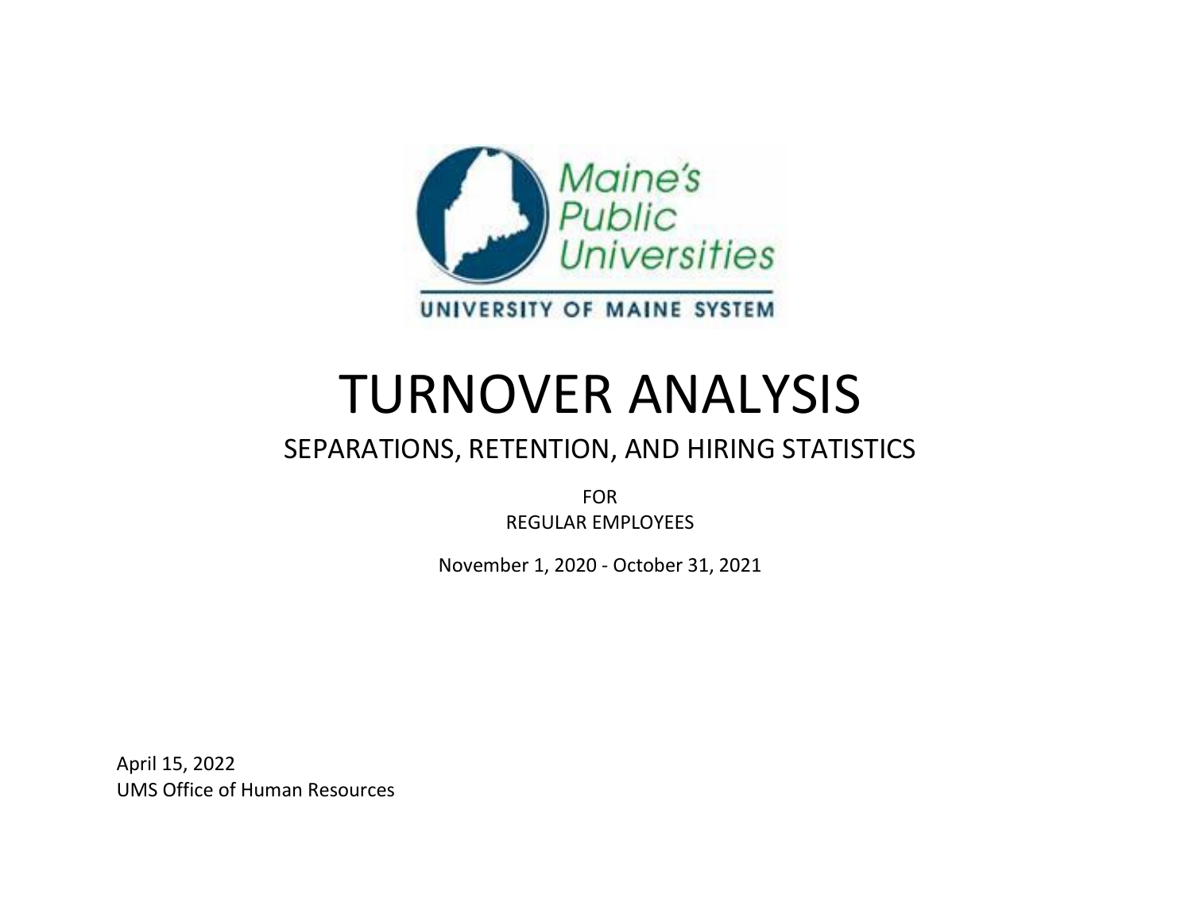Maine's Public Universities

UNIVERSITY OF MAINE SYSTEM

# TURNOVER ANALYSIS

## SEPARATIONS, RETENTION, AND HIRING STATISTICS

FOR
REGULAR EMPLOYEES

November 1, 2020 - October 31, 2021

April 15, 2022
UMS Office of Human Resources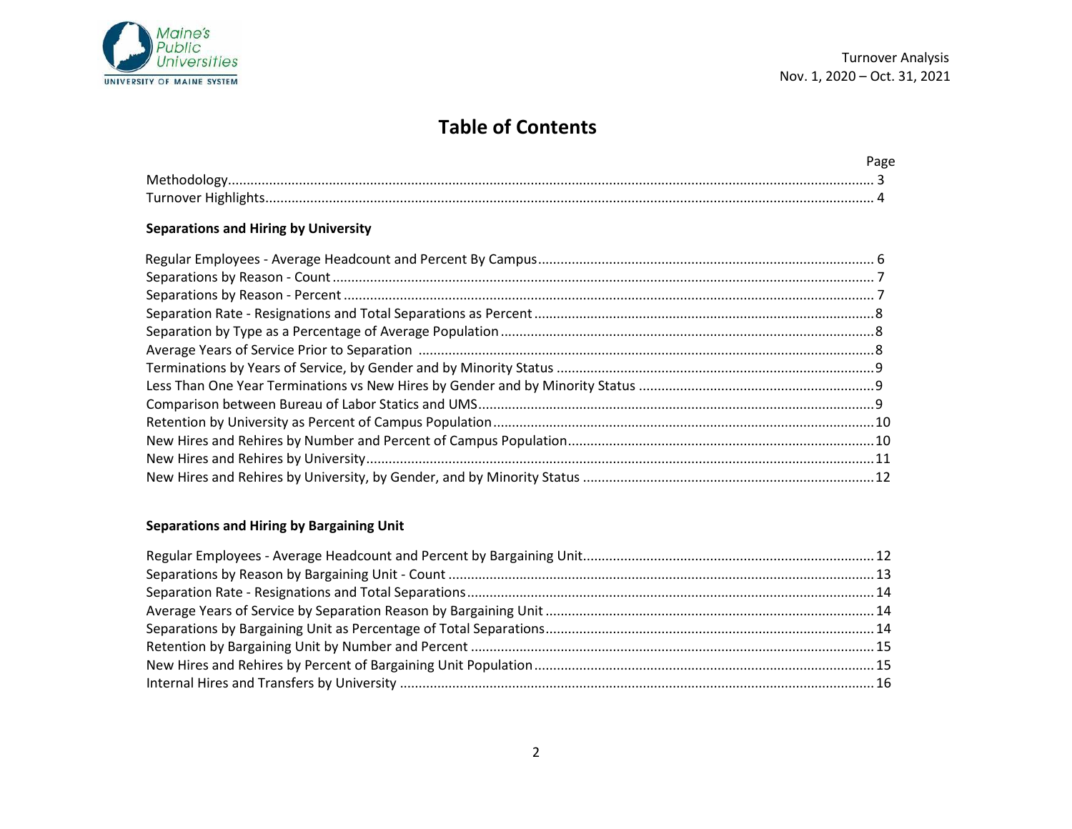# Table of Contents

| | Page |
|---|---|
| Methodology | 3 |
| Turnover Highlights | 4 |

### Separations and Hiring by University

| | Page |
|---|---|
| Regular Employees - Average Headcount and Percent By Campus | 6 |
| Separations by Reason - Count | 7 |
| Separations by Reason - Percent | 7 |
| Separation Rate - Resignations and Total Separations as Percent | 8 |
| Separation by Type as a Percentage of Average Population | 8 |
| Average Years of Service Prior to Separation | 8 |
| Terminations by Years of Service, by Gender and by Minority Status | 9 |
| Less Than One Year Terminations vs New Hires by Gender and by Minority Status | 9 |
| Comparison between Bureau of Labor Statics and UMS | 9 |
| Retention by University as Percent of Campus Population | 10 |
| New Hires and Rehires by Number and Percent of Campus Population | 10 |
| New Hires and Rehires by University | 11 |
| New Hires and Rehires by University, by Gender, and by Minority Status | 12 |

### Separations and Hiring by Bargaining Unit

| | Page |
|---|---|
| Regular Employees - Average Headcount and Percent by Bargaining Unit | 12 |
| Separations by Reason by Bargaining Unit - Count | 13 |
| Separation Rate - Resignations and Total Separations | 14 |
| Average Years of Service by Separation Reason by Bargaining Unit | 14 |
| Separations by Bargaining Unit as Percentage of Total Separations | 14 |
| Retention by Bargaining Unit by Number and Percent | 15 |
| New Hires and Rehires by Percent of Bargaining Unit Population | 15 |
| Internal Hires and Transfers by University | 16 |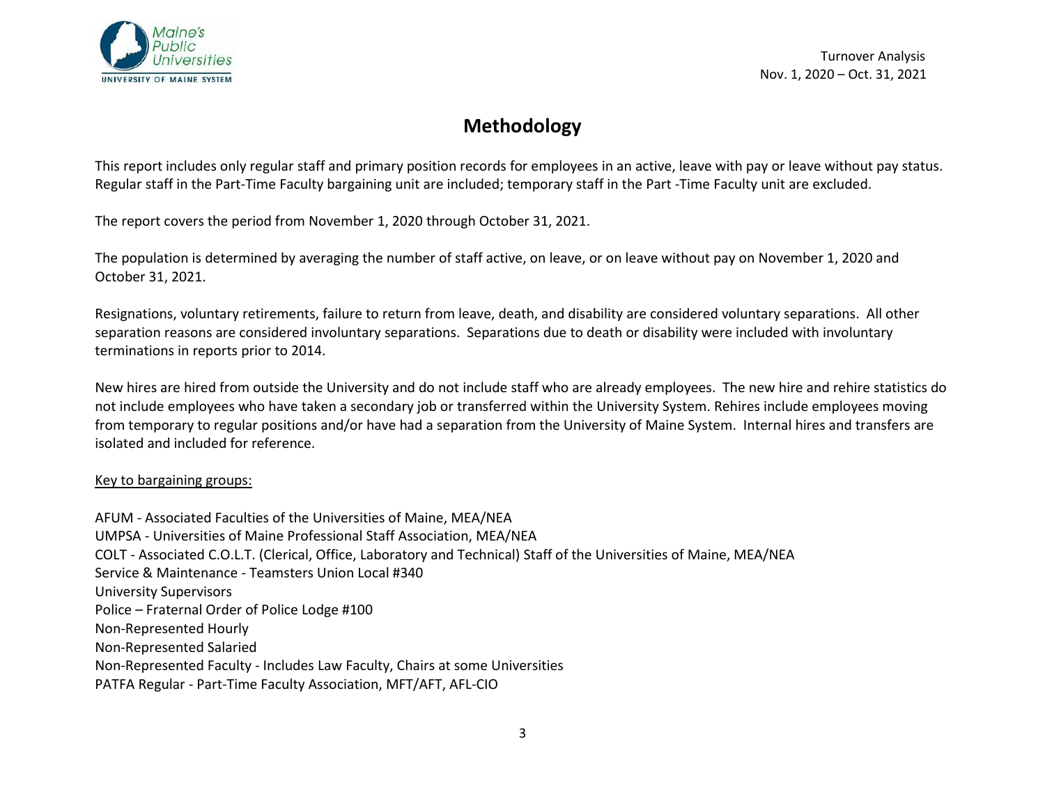# Methodology

This report includes only regular staff and primary position records for employees in an active, leave with pay or leave without pay status. Regular staff in the Part-Time Faculty bargaining unit are included; temporary staff in the Part -Time Faculty unit are excluded.

The report covers the period from November 1, 2020 through October 31, 2021.

The population is determined by averaging the number of staff active, on leave, or on leave without pay on November 1, 2020 and October 31, 2021.

Resignations, voluntary retirements, failure to return from leave, death, and disability are considered voluntary separations. All other separation reasons are considered involuntary separations. Separations due to death or disability were included with involuntary terminations in reports prior to 2014.

New hires are hired from outside the University and do not include staff who are already employees. The new hire and rehire statistics do not include employees who have taken a secondary job or transferred within the University System. Rehires include employees moving from temporary to regular positions and/or have had a separation from the University of Maine System. Internal hires and transfers are isolated and included for reference.

<u>Key to bargaining groups:</u>

AFUM - Associated Faculties of the Universities of Maine, MEA/NEA
UMPSA - Universities of Maine Professional Staff Association, MEA/NEA
COLT - Associated C.O.L.T. (Clerical, Office, Laboratory and Technical) Staff of the Universities of Maine, MEA/NEA
Service & Maintenance - Teamsters Union Local #340
University Supervisors
Police – Fraternal Order of Police Lodge #100
Non-Represented Hourly
Non-Represented Salaried
Non-Represented Faculty - Includes Law Faculty, Chairs at some Universities
PATFA Regular - Part-Time Faculty Association, MFT/AFT, AFL-CIO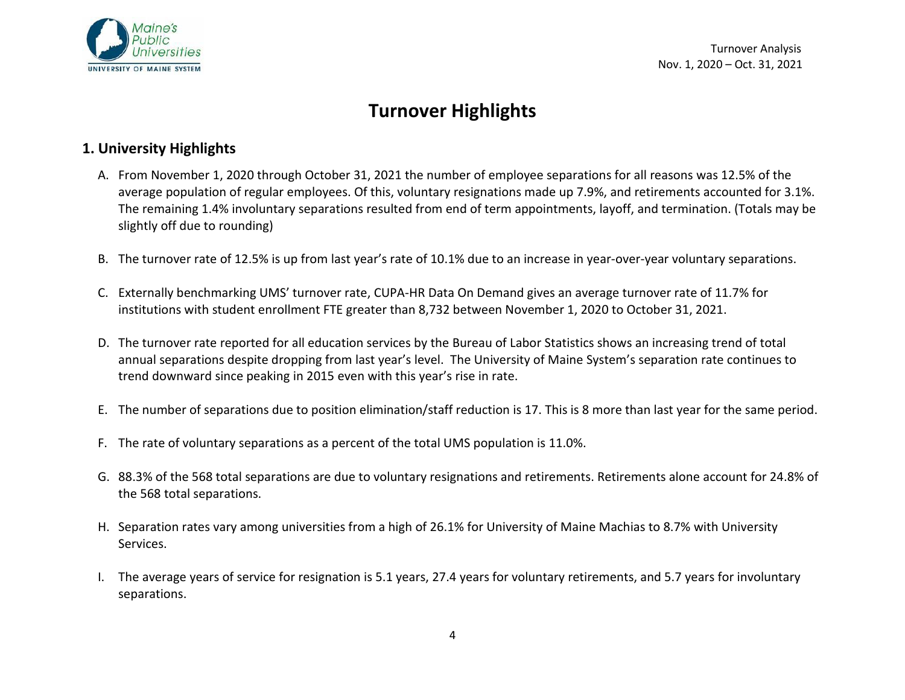# Turnover Highlights

## 1. University Highlights

A. From November 1, 2020 through October 31, 2021 the number of employee separations for all reasons was 12.5% of the average population of regular employees. Of this, voluntary resignations made up 7.9%, and retirements accounted for 3.1%. The remaining 1.4% involuntary separations resulted from end of term appointments, layoff, and termination. (Totals may be slightly off due to rounding)

B. The turnover rate of 12.5% is up from last year's rate of 10.1% due to an increase in year-over-year voluntary separations.

C. Externally benchmarking UMS' turnover rate, CUPA-HR Data On Demand gives an average turnover rate of 11.7% for institutions with student enrollment FTE greater than 8,732 between November 1, 2020 to October 31, 2021.

D. The turnover rate reported for all education services by the Bureau of Labor Statistics shows an increasing trend of total annual separations despite dropping from last year's level. The University of Maine System's separation rate continues to trend downward since peaking in 2015 even with this year's rise in rate.

E. The number of separations due to position elimination/staff reduction is 17. This is 8 more than last year for the same period.

F. The rate of voluntary separations as a percent of the total UMS population is 11.0%.

G. 88.3% of the 568 total separations are due to voluntary resignations and retirements. Retirements alone account for 24.8% of the 568 total separations.

H. Separation rates vary among universities from a high of 26.1% for University of Maine Machias to 8.7% with University Services.

I. The average years of service for resignation is 5.1 years, 27.4 years for voluntary retirements, and 5.7 years for involuntary separations.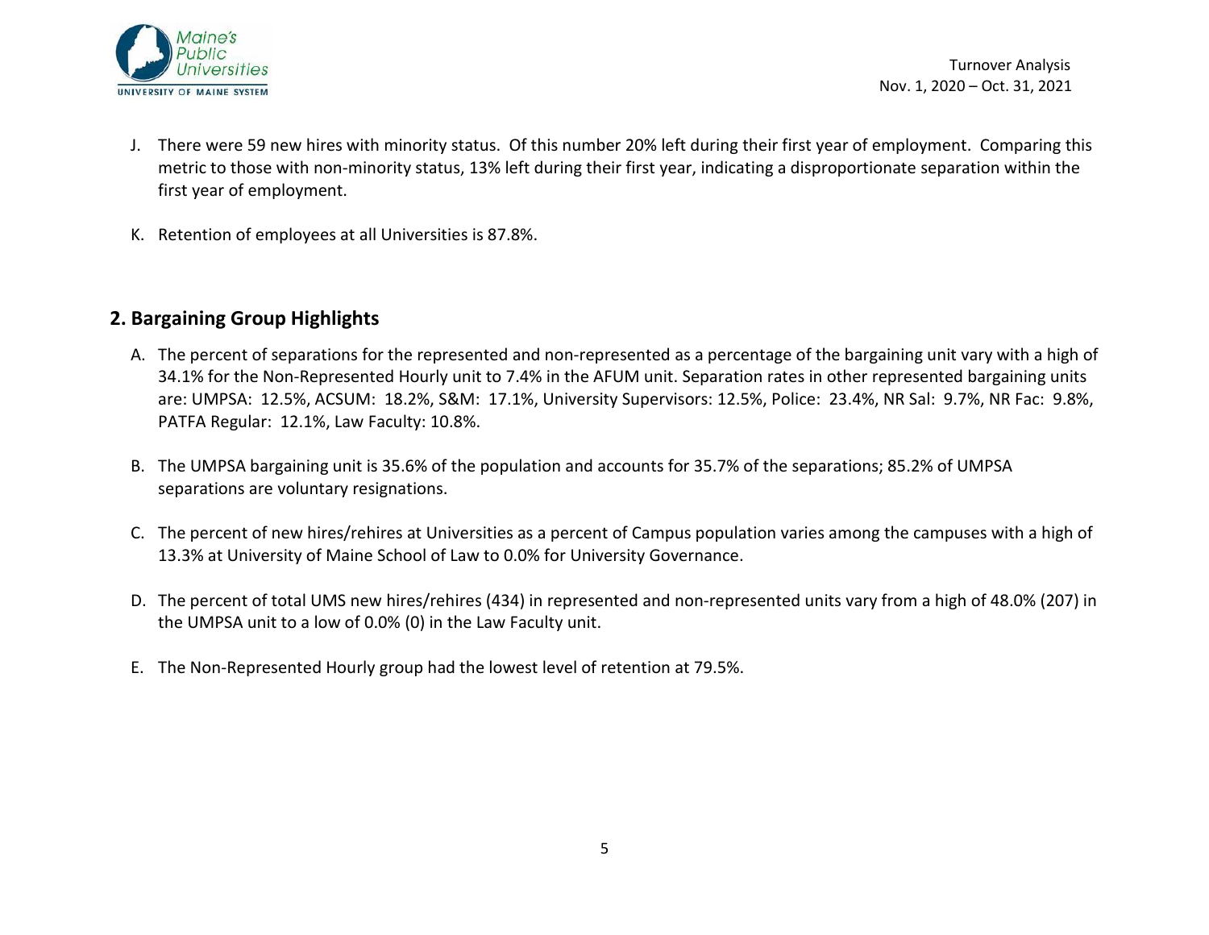J. There were 59 new hires with minority status. Of this number 20% left during their first year of employment. Comparing this metric to those with non-minority status, 13% left during their first year, indicating a disproportionate separation within the first year of employment.

K. Retention of employees at all Universities is 87.8%.

## 2. Bargaining Group Highlights

A. The percent of separations for the represented and non-represented as a percentage of the bargaining unit vary with a high of 34.1% for the Non-Represented Hourly unit to 7.4% in the AFUM unit. Separation rates in other represented bargaining units are: UMPSA: 12.5%, ACSUM: 18.2%, S&M: 17.1%, University Supervisors: 12.5%, Police: 23.4%, NR Sal: 9.7%, NR Fac: 9.8%, PATFA Regular: 12.1%, Law Faculty: 10.8%.

B. The UMPSA bargaining unit is 35.6% of the population and accounts for 35.7% of the separations; 85.2% of UMPSA separations are voluntary resignations.

C. The percent of new hires/rehires at Universities as a percent of Campus population varies among the campuses with a high of 13.3% at University of Maine School of Law to 0.0% for University Governance.

D. The percent of total UMS new hires/rehires (434) in represented and non-represented units vary from a high of 48.0% (207) in the UMPSA unit to a low of 0.0% (0) in the Law Faculty unit.

E. The Non-Represented Hourly group had the lowest level of retention at 79.5%.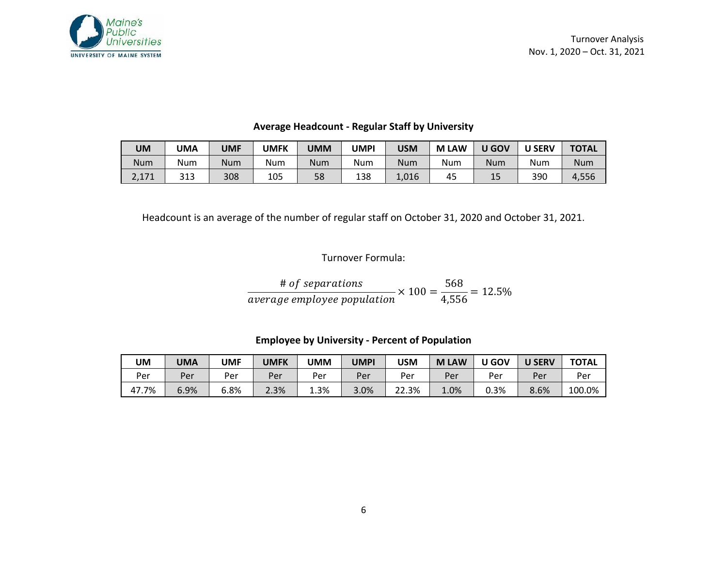### Average Headcount - Regular Staff by University

| UM | UMA | UMF | UMFK | UMM | UMPI | USM | M LAW | U GOV | U SERV | TOTAL |
|---|---|---|---|---|---|---|---|---|---|---|
| Num | Num | Num | Num | Num | Num | Num | Num | Num | Num | Num |
| 2,171 | 313 | 308 | 105 | 58 | 138 | 1,016 | 45 | 15 | 390 | 4,556 |

Headcount is an average of the number of regular staff on October 31, 2020 and October 31, 2021.

Turnover Formula:

$$\frac{\#\ of\ separations}{average\ employee\ population} \times 100 = \frac{568}{4{,}556} = 12.5\%$$

### Employee by University - Percent of Population

| UM | UMA | UMF | UMFK | UMM | UMPI | USM | M LAW | U GOV | U SERV | TOTAL |
|---|---|---|---|---|---|---|---|---|---|---|
| Per | Per | Per | Per | Per | Per | Per | Per | Per | Per | Per |
| 47.7% | 6.9% | 6.8% | 2.3% | 1.3% | 3.0% | 22.3% | 1.0% | 0.3% | 8.6% | 100.0% |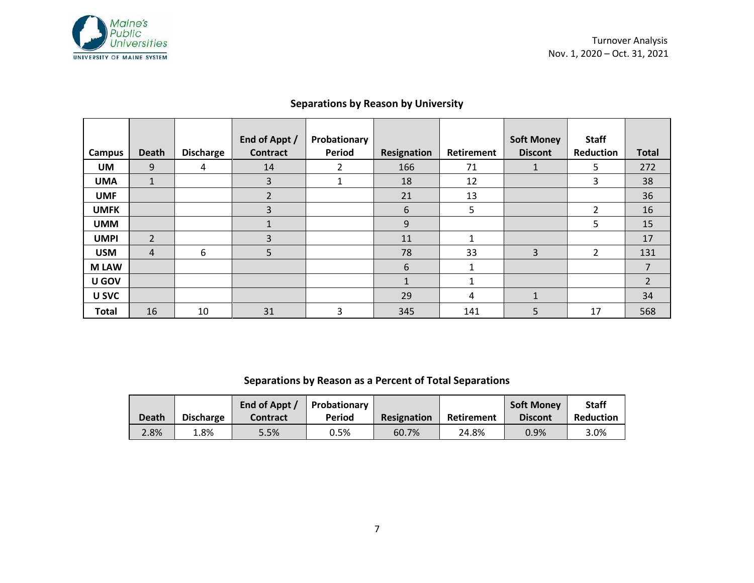## Separations by Reason by University

| Campus | Death | Discharge | End of Appt / Contract | Probationary Period | Resignation | Retirement | Soft Money Discont | Staff Reduction | Total |
|---|---|---|---|---|---|---|---|---|---|
| **UM** | 9 | 4 | 14 | 2 | 166 | 71 | 1 | 5 | 272 |
| **UMA** | 1 | | 3 | 1 | 18 | 12 | | 3 | 38 |
| **UMF** | | | 2 | | 21 | 13 | | | 36 |
| **UMFK** | | | 3 | | 6 | 5 | | 2 | 16 |
| **UMM** | | | 1 | | 9 | | | 5 | 15 |
| **UMPI** | 2 | | 3 | | 11 | 1 | | | 17 |
| **USM** | 4 | 6 | 5 | | 78 | 33 | 3 | 2 | 131 |
| **M LAW** | | | | | 6 | 1 | | | 7 |
| **U GOV** | | | | | 1 | 1 | | | 2 |
| **U SVC** | | | | | 29 | 4 | 1 | | 34 |
| **Total** | 16 | 10 | 31 | 3 | 345 | 141 | 5 | 17 | 568 |

## Separations by Reason as a Percent of Total Separations

| Death | Discharge | End of Appt / Contract | Probationary Period | Resignation | Retirement | Soft Money Discont | Staff Reduction |
|---|---|---|---|---|---|---|---|
| 2.8% | 1.8% | 5.5% | 0.5% | 60.7% | 24.8% | 0.9% | 3.0% |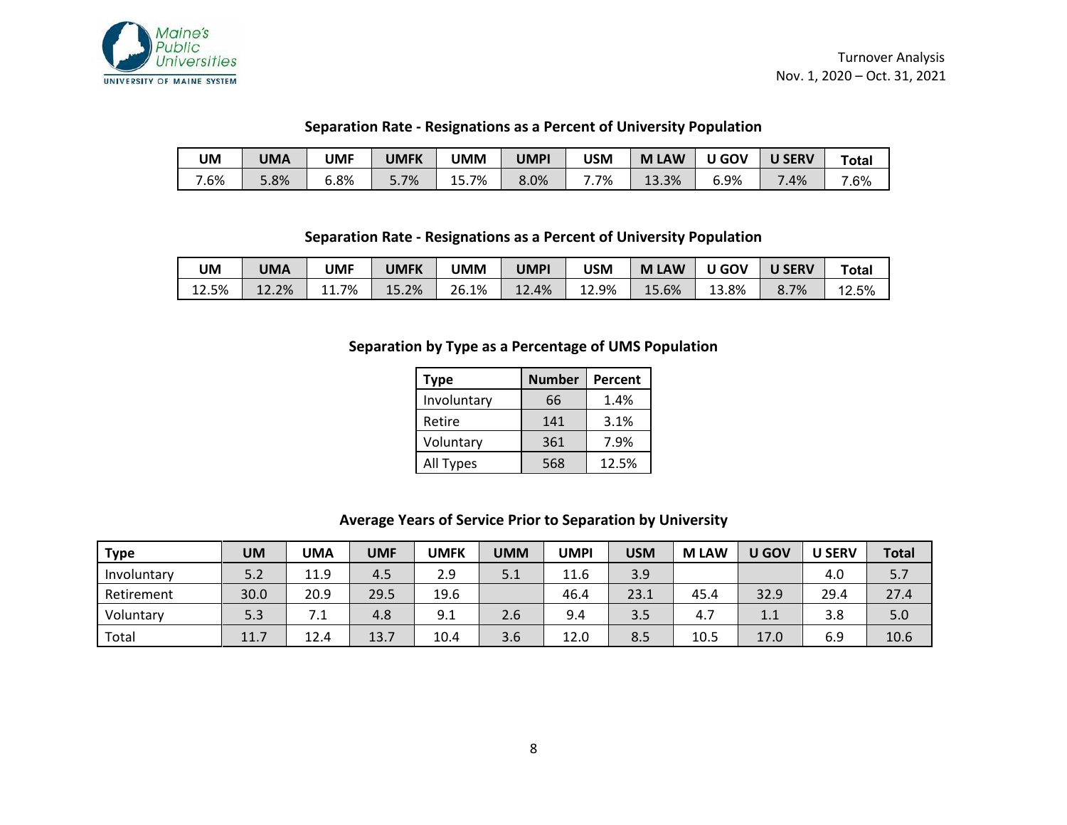Turnover Analysis
Nov. 1, 2020 – Oct. 31, 2021

### Separation Rate - Resignations as a Percent of University Population

| UM | UMA | UMF | UMFK | UMM | UMPI | USM | M LAW | U GOV | U SERV | Total |
|---|---|---|---|---|---|---|---|---|---|---|
| 7.6% | 5.8% | 6.8% | 5.7% | 15.7% | 8.0% | 7.7% | 13.3% | 6.9% | 7.4% | 7.6% |

### Separation Rate - Resignations as a Percent of University Population

| UM | UMA | UMF | UMFK | UMM | UMPI | USM | M LAW | U GOV | U SERV | Total |
|---|---|---|---|---|---|---|---|---|---|---|
| 12.5% | 12.2% | 11.7% | 15.2% | 26.1% | 12.4% | 12.9% | 15.6% | 13.8% | 8.7% | 12.5% |

### Separation by Type as a Percentage of UMS Population

| Type | Number | Percent |
|---|---|---|
| Involuntary | 66 | 1.4% |
| Retire | 141 | 3.1% |
| Voluntary | 361 | 7.9% |
| All Types | 568 | 12.5% |

### Average Years of Service Prior to Separation by University

| Type | UM | UMA | UMF | UMFK | UMM | UMPI | USM | M LAW | U GOV | U SERV | Total |
|---|---|---|---|---|---|---|---|---|---|---|---|
| Involuntary | 5.2 | 11.9 | 4.5 | 2.9 | 5.1 | 11.6 | 3.9 | | | 4.0 | 5.7 |
| Retirement | 30.0 | 20.9 | 29.5 | 19.6 | | 46.4 | 23.1 | 45.4 | 32.9 | 29.4 | 27.4 |
| Voluntary | 5.3 | 7.1 | 4.8 | 9.1 | 2.6 | 9.4 | 3.5 | 4.7 | 1.1 | 3.8 | 5.0 |
| Total | 11.7 | 12.4 | 13.7 | 10.4 | 3.6 | 12.0 | 8.5 | 10.5 | 17.0 | 6.9 | 10.6 |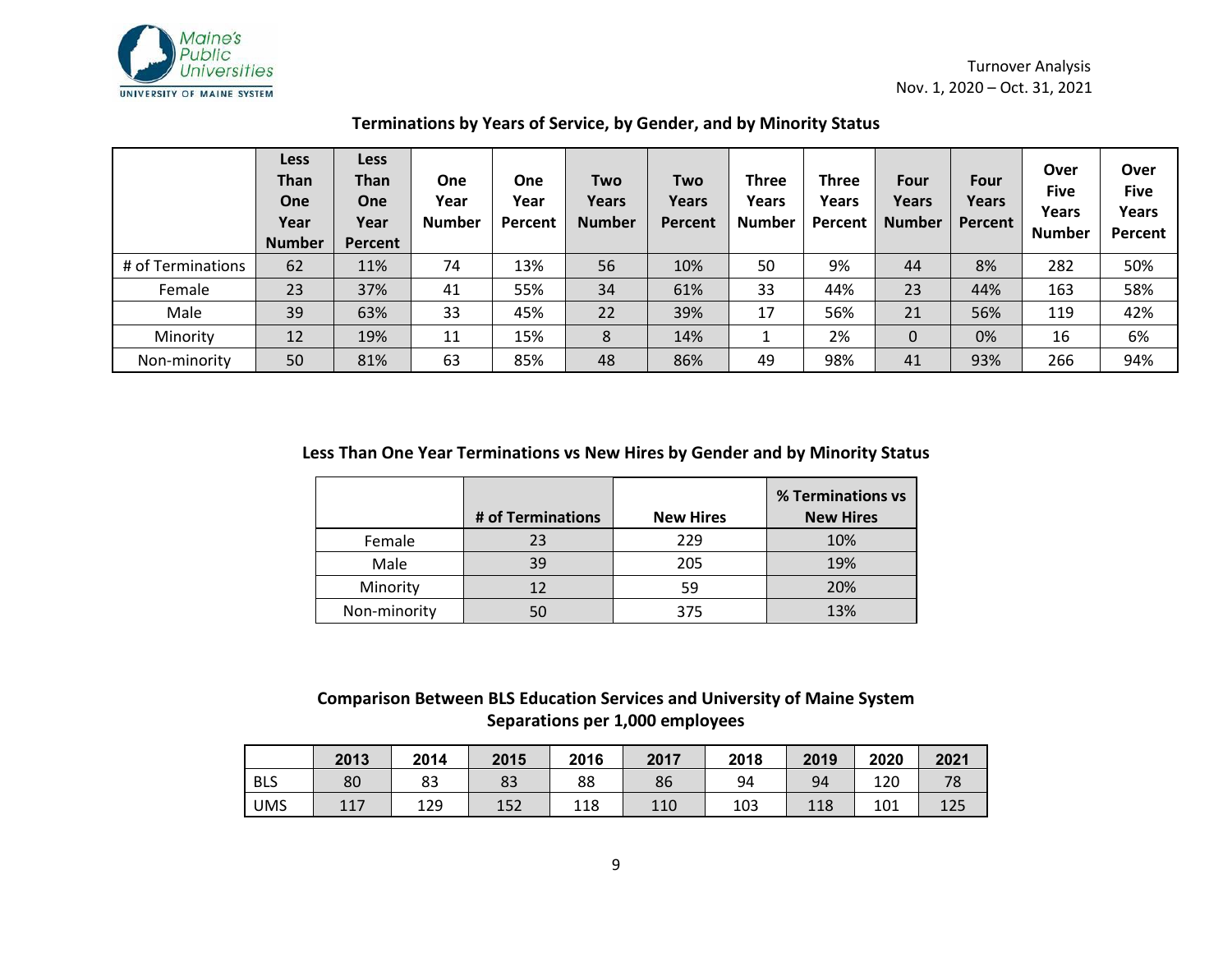Turnover Analysis
Nov. 1, 2020 – Oct. 31, 2021

## Terminations by Years of Service, by Gender, and by Minority Status

| | Less Than One Year Number | Less Than One Year Percent | One Year Number | One Year Percent | Two Years Number | Two Years Percent | Three Years Number | Three Years Percent | Four Years Number | Four Years Percent | Over Five Years Number | Over Five Years Percent |
|---|---|---|---|---|---|---|---|---|---|---|---|---|
| # of Terminations | 62 | 11% | 74 | 13% | 56 | 10% | 50 | 9% | 44 | 8% | 282 | 50% |
| Female | 23 | 37% | 41 | 55% | 34 | 61% | 33 | 44% | 23 | 44% | 163 | 58% |
| Male | 39 | 63% | 33 | 45% | 22 | 39% | 17 | 56% | 21 | 56% | 119 | 42% |
| Minority | 12 | 19% | 11 | 15% | 8 | 14% | 1 | 2% | 0 | 0% | 16 | 6% |
| Non-minority | 50 | 81% | 63 | 85% | 48 | 86% | 49 | 98% | 41 | 93% | 266 | 94% |

## Less Than One Year Terminations vs New Hires by Gender and by Minority Status

| | # of Terminations | New Hires | % Terminations vs New Hires |
|---|---|---|---|
| Female | 23 | 229 | 10% |
| Male | 39 | 205 | 19% |
| Minority | 12 | 59 | 20% |
| Non-minority | 50 | 375 | 13% |

## Comparison Between BLS Education Services and University of Maine System Separations per 1,000 employees

| | 2013 | 2014 | 2015 | 2016 | 2017 | 2018 | 2019 | 2020 | 2021 |
|---|---|---|---|---|---|---|---|---|---|
| BLS | 80 | 83 | 83 | 88 | 86 | 94 | 94 | 120 | 78 |
| UMS | 117 | 129 | 152 | 118 | 110 | 103 | 118 | 101 | 125 |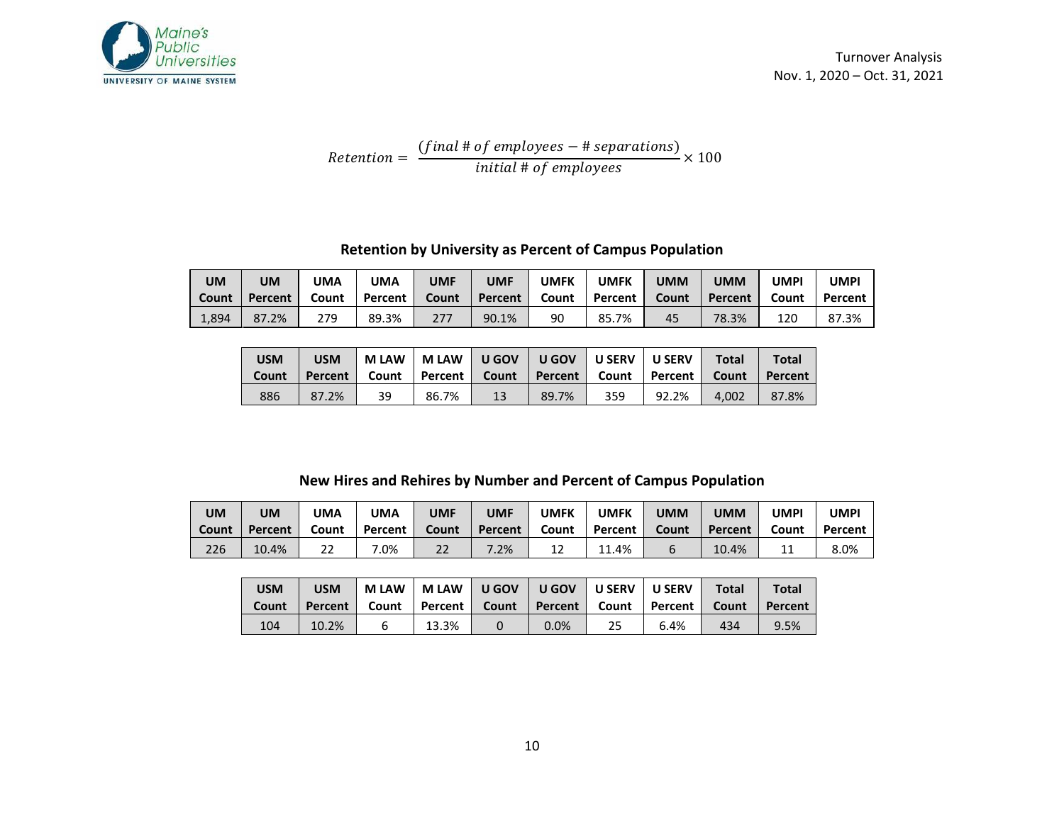$$Retention = \frac{(final\ \#\ of\ employees - \#\ separations)}{initial\ \#\ of\ employees} \times 100$$

### Retention by University as Percent of Campus Population

| UM Count | UM Percent | UMA Count | UMA Percent | UMF Count | UMF Percent | UMFK Count | UMFK Percent | UMM Count | UMM Percent | UMPI Count | UMPI Percent |
|---|---|---|---|---|---|---|---|---|---|---|---|
| 1,894 | 87.2% | 279 | 89.3% | 277 | 90.1% | 90 | 85.7% | 45 | 78.3% | 120 | 87.3% |

| USM Count | USM Percent | M LAW Count | M LAW Percent | U GOV Count | U GOV Percent | U SERV Count | U SERV Percent | Total Count | Total Percent |
|---|---|---|---|---|---|---|---|---|---|
| 886 | 87.2% | 39 | 86.7% | 13 | 89.7% | 359 | 92.2% | 4,002 | 87.8% |

### New Hires and Rehires by Number and Percent of Campus Population

| UM Count | UM Percent | UMA Count | UMA Percent | UMF Count | UMF Percent | UMFK Count | UMFK Percent | UMM Count | UMM Percent | UMPI Count | UMPI Percent |
|---|---|---|---|---|---|---|---|---|---|---|---|
| 226 | 10.4% | 22 | 7.0% | 22 | 7.2% | 12 | 11.4% | 6 | 10.4% | 11 | 8.0% |

| USM Count | USM Percent | M LAW Count | M LAW Percent | U GOV Count | U GOV Percent | U SERV Count | U SERV Percent | Total Count | Total Percent |
|---|---|---|---|---|---|---|---|---|---|
| 104 | 10.2% | 6 | 13.3% | 0 | 0.0% | 25 | 6.4% | 434 | 9.5% |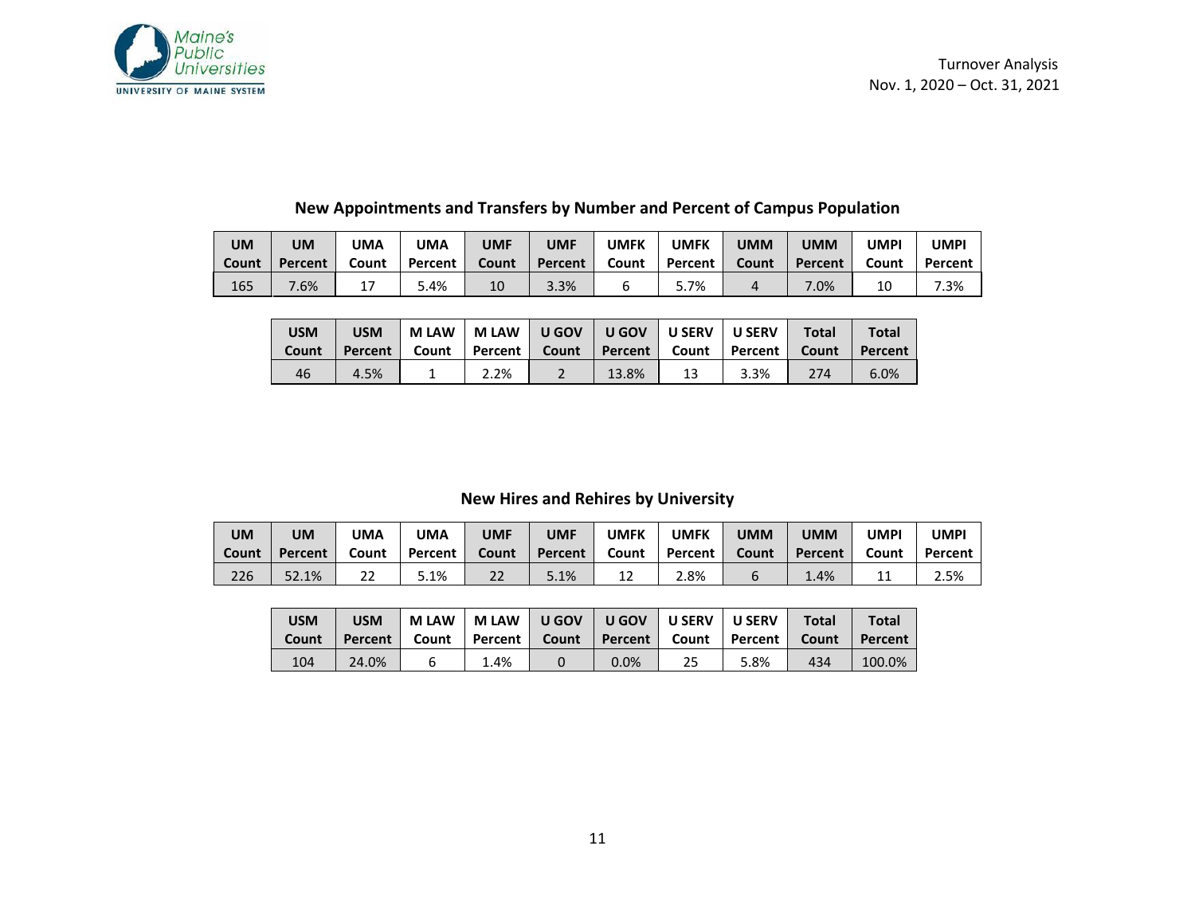## New Appointments and Transfers by Number and Percent of Campus Population

| UM Count | UM Percent | UMA Count | UMA Percent | UMF Count | UMF Percent | UMFK Count | UMFK Percent | UMM Count | UMM Percent | UMPI Count | UMPI Percent |
|---|---|---|---|---|---|---|---|---|---|---|---|
| 165 | 7.6% | 17 | 5.4% | 10 | 3.3% | 6 | 5.7% | 4 | 7.0% | 10 | 7.3% |

| USM Count | USM Percent | M LAW Count | M LAW Percent | U GOV Count | U GOV Percent | U SERV Count | U SERV Percent | Total Count | Total Percent |
|---|---|---|---|---|---|---|---|---|---|
| 46 | 4.5% | 1 | 2.2% | 2 | 13.8% | 13 | 3.3% | 274 | 6.0% |

## New Hires and Rehires by University

| UM Count | UM Percent | UMA Count | UMA Percent | UMF Count | UMF Percent | UMFK Count | UMFK Percent | UMM Count | UMM Percent | UMPI Count | UMPI Percent |
|---|---|---|---|---|---|---|---|---|---|---|---|
| 226 | 52.1% | 22 | 5.1% | 22 | 5.1% | 12 | 2.8% | 6 | 1.4% | 11 | 2.5% |

| USM Count | USM Percent | M LAW Count | M LAW Percent | U GOV Count | U GOV Percent | U SERV Count | U SERV Percent | Total Count | Total Percent |
|---|---|---|---|---|---|---|---|---|---|
| 104 | 24.0% | 6 | 1.4% | 0 | 0.0% | 25 | 5.8% | 434 | 100.0% |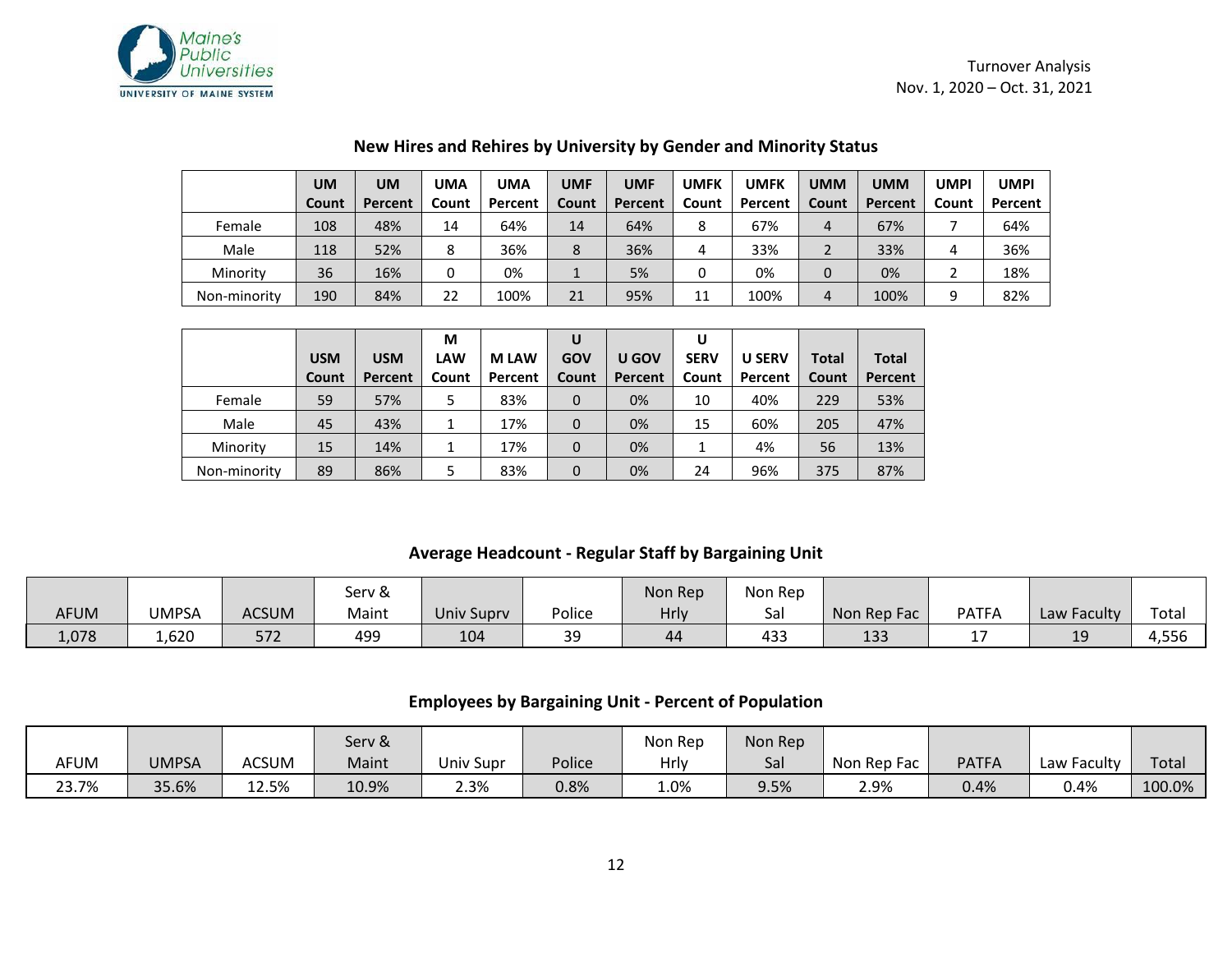## New Hires and Rehires by University by Gender and Minority Status

| | UM Count | UM Percent | UMA Count | UMA Percent | UMF Count | UMF Percent | UMFK Count | UMFK Percent | UMM Count | UMM Percent | UMPI Count | UMPI Percent |
|---|---|---|---|---|---|---|---|---|---|---|---|---|
| Female | 108 | 48% | 14 | 64% | 14 | 64% | 8 | 67% | 4 | 67% | 7 | 64% |
| Male | 118 | 52% | 8 | 36% | 8 | 36% | 4 | 33% | 2 | 33% | 4 | 36% |
| Minority | 36 | 16% | 0 | 0% | 1 | 5% | 0 | 0% | 0 | 0% | 2 | 18% |
| Non-minority | 190 | 84% | 22 | 100% | 21 | 95% | 11 | 100% | 4 | 100% | 9 | 82% |

| | USM Count | USM Percent | M LAW Count | M LAW Percent | U GOV Count | U GOV Percent | U SERV Count | U SERV Percent | Total Count | Total Percent |
|---|---|---|---|---|---|---|---|---|---|---|
| Female | 59 | 57% | 5 | 83% | 0 | 0% | 10 | 40% | 229 | 53% |
| Male | 45 | 43% | 1 | 17% | 0 | 0% | 15 | 60% | 205 | 47% |
| Minority | 15 | 14% | 1 | 17% | 0 | 0% | 1 | 4% | 56 | 13% |
| Non-minority | 89 | 86% | 5 | 83% | 0 | 0% | 24 | 96% | 375 | 87% |

## Average Headcount - Regular Staff by Bargaining Unit

| AFUM | UMPSA | ACSUM | Serv & Maint | Univ Suprv | Police | Non Rep Hrly | Non Rep Sal | Non Rep Fac | PATFA | Law Faculty | Total |
|---|---|---|---|---|---|---|---|---|---|---|---|
| 1,078 | 1,620 | 572 | 499 | 104 | 39 | 44 | 433 | 133 | 17 | 19 | 4,556 |

## Employees by Bargaining Unit - Percent of Population

| AFUM | UMPSA | ACSUM | Serv & Maint | Univ Supr | Police | Non Rep Hrly | Non Rep Sal | Non Rep Fac | PATFA | Law Faculty | Total |
|---|---|---|---|---|---|---|---|---|---|---|---|
| 23.7% | 35.6% | 12.5% | 10.9% | 2.3% | 0.8% | 1.0% | 9.5% | 2.9% | 0.4% | 0.4% | 100.0% |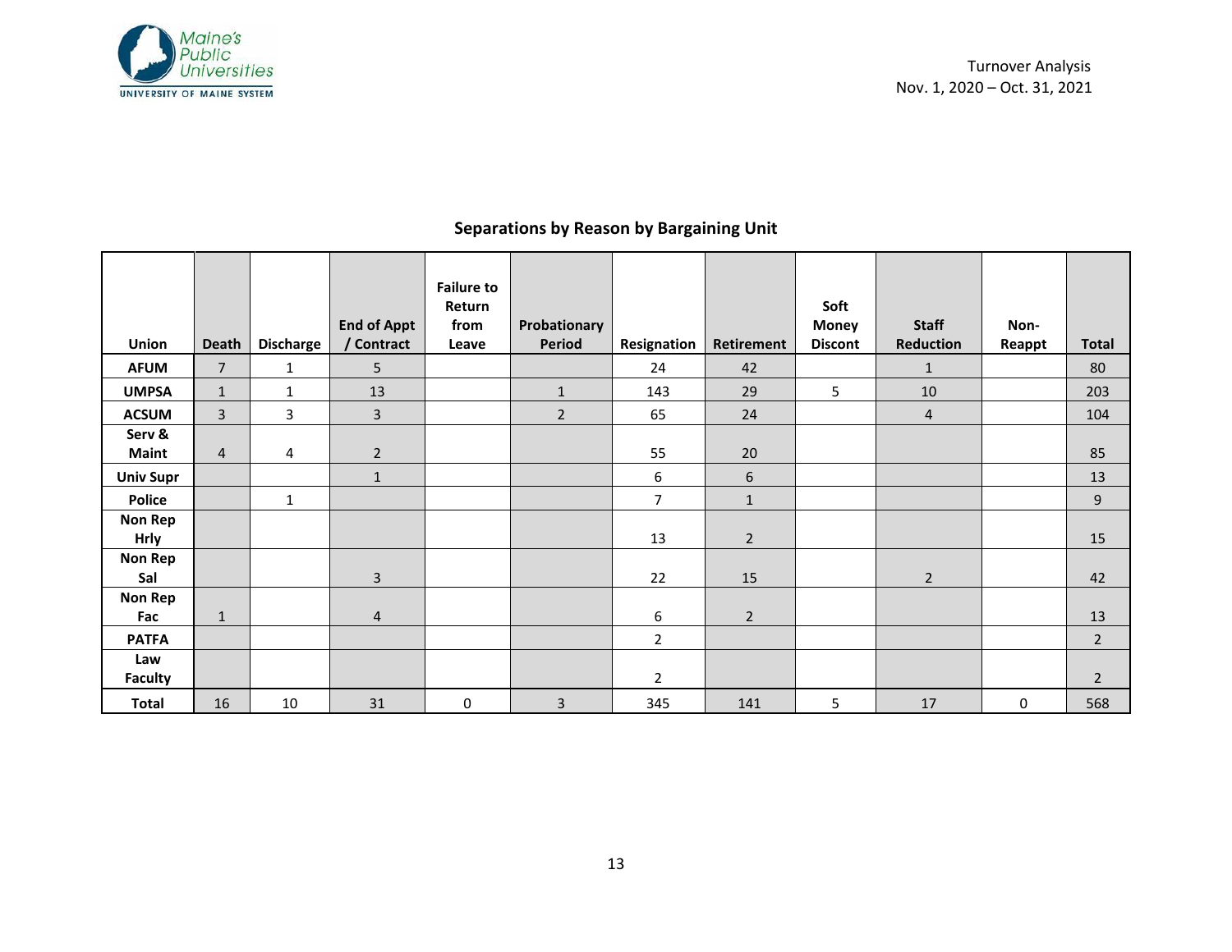## Separations by Reason by Bargaining Unit

| Union | Death | Discharge | End of Appt / Contract | Failure to Return from Leave | Probationary Period | Resignation | Retirement | Soft Money Discont | Staff Reduction | Non-Reappt | Total |
|---|---|---|---|---|---|---|---|---|---|---|---|
| AFUM | 7 | 1 | 5 | | | 24 | 42 | | 1 | | 80 |
| UMPSA | 1 | 1 | 13 | | 1 | 143 | 29 | 5 | 10 | | 203 |
| ACSUM | 3 | 3 | 3 | | 2 | 65 | 24 | | 4 | | 104 |
| Serv & Maint | 4 | 4 | 2 | | | 55 | 20 | | | | 85 |
| Univ Supr | | | 1 | | | 6 | 6 | | | | 13 |
| Police | | 1 | | | | 7 | 1 | | | | 9 |
| Non Rep Hrly | | | | | | 13 | 2 | | | | 15 |
| Non Rep Sal | | | 3 | | | 22 | 15 | | 2 | | 42 |
| Non Rep Fac | 1 | | 4 | | | 6 | 2 | | | | 13 |
| PATFA | | | | | | 2 | | | | | 2 |
| Law Faculty | | | | | | 2 | | | | | 2 |
| Total | 16 | 10 | 31 | 0 | 3 | 345 | 141 | 5 | 17 | 0 | 568 |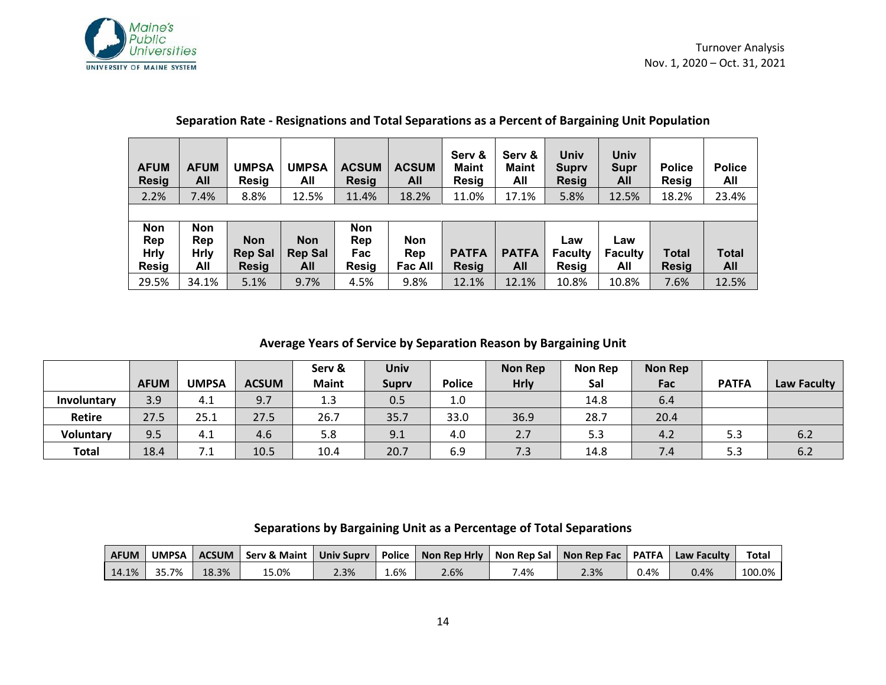## Separation Rate - Resignations and Total Separations as a Percent of Bargaining Unit Population

| AFUM Resig | AFUM All | UMPSA Resig | UMPSA All | ACSUM Resig | ACSUM All | Serv & Maint Resig | Serv & Maint All | Univ Suprv Resig | Univ Supr All | Police Resig | Police All |
|---|---|---|---|---|---|---|---|---|---|---|---|
| 2.2% | 7.4% | 8.8% | 12.5% | 11.4% | 18.2% | 11.0% | 17.1% | 5.8% | 12.5% | 18.2% | 23.4% |
| | | | | | | | | | | | |
| **Non Rep Hrly Resig** | **Non Rep Hrly All** | **Non Rep Sal Resig** | **Non Rep Sal All** | **Non Rep Fac Resig** | **Non Rep Fac All** | **PATFA Resig** | **PATFA All** | **Law Faculty Resig** | **Law Faculty All** | **Total Resig** | **Total All** |
| 29.5% | 34.1% | 5.1% | 9.7% | 4.5% | 9.8% | 12.1% | 12.1% | 10.8% | 10.8% | 7.6% | 12.5% |

## Average Years of Service by Separation Reason by Bargaining Unit

| | AFUM | UMPSA | ACSUM | Serv & Maint | Univ Suprv | Police | Non Rep Hrly | Non Rep Sal | Non Rep Fac | PATFA | Law Faculty |
|---|---|---|---|---|---|---|---|---|---|---|---|
| **Involuntary** | 3.9 | 4.1 | 9.7 | 1.3 | 0.5 | 1.0 | | 14.8 | 6.4 | | |
| **Retire** | 27.5 | 25.1 | 27.5 | 26.7 | 35.7 | 33.0 | 36.9 | 28.7 | 20.4 | | |
| **Voluntary** | 9.5 | 4.1 | 4.6 | 5.8 | 9.1 | 4.0 | 2.7 | 5.3 | 4.2 | 5.3 | 6.2 |
| **Total** | 18.4 | 7.1 | 10.5 | 10.4 | 20.7 | 6.9 | 7.3 | 14.8 | 7.4 | 5.3 | 6.2 |

## Separations by Bargaining Unit as a Percentage of Total Separations

| AFUM | UMPSA | ACSUM | Serv & Maint | Univ Suprv | Police | Non Rep Hrly | Non Rep Sal | Non Rep Fac | PATFA | Law Faculty | Total |
|---|---|---|---|---|---|---|---|---|---|---|---|
| 14.1% | 35.7% | 18.3% | 15.0% | 2.3% | 1.6% | 2.6% | 7.4% | 2.3% | 0.4% | 0.4% | 100.0% |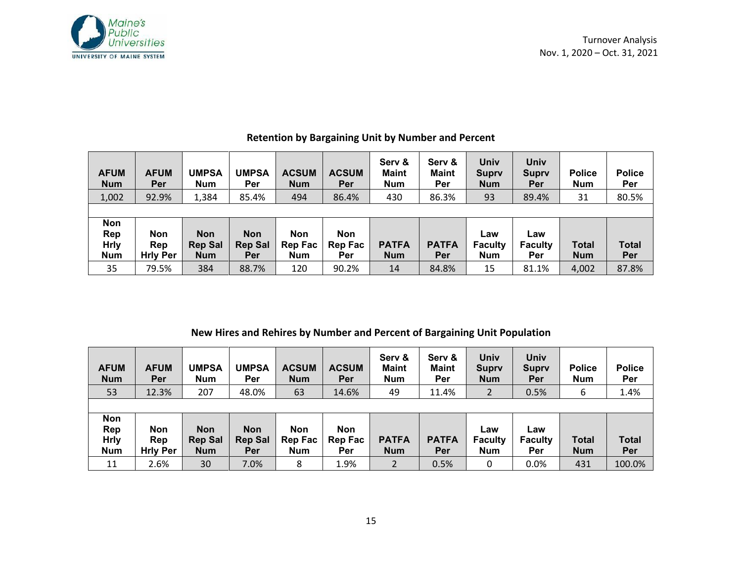## Retention by Bargaining Unit by Number and Percent

| AFUM Num | AFUM Per | UMPSA Num | UMPSA Per | ACSUM Num | ACSUM Per | Serv & Maint Num | Serv & Maint Per | Univ Suprv Num | Univ Suprv Per | Police Num | Police Per |
|---|---|---|---|---|---|---|---|---|---|---|---|
| 1,002 | 92.9% | 1,384 | 85.4% | 494 | 86.4% | 430 | 86.3% | 93 | 89.4% | 31 | 80.5% |

| Non Rep Hrly Num | Non Rep Hrly Per | Non Rep Sal Num | Non Rep Sal Per | Non Rep Fac Num | Non Rep Fac Per | PATFA Num | PATFA Per | Law Faculty Num | Law Faculty Per | Total Num | Total Per |
|---|---|---|---|---|---|---|---|---|---|---|---|
| 35 | 79.5% | 384 | 88.7% | 120 | 90.2% | 14 | 84.8% | 15 | 81.1% | 4,002 | 87.8% |

## New Hires and Rehires by Number and Percent of Bargaining Unit Population

| AFUM Num | AFUM Per | UMPSA Num | UMPSA Per | ACSUM Num | ACSUM Per | Serv & Maint Num | Serv & Maint Per | Univ Suprv Num | Univ Suprv Per | Police Num | Police Per |
|---|---|---|---|---|---|---|---|---|---|---|---|
| 53 | 12.3% | 207 | 48.0% | 63 | 14.6% | 49 | 11.4% | 2 | 0.5% | 6 | 1.4% |

| Non Rep Hrly Num | Non Rep Hrly Per | Non Rep Sal Num | Non Rep Sal Per | Non Rep Fac Num | Non Rep Fac Per | PATFA Num | PATFA Per | Law Faculty Num | Law Faculty Per | Total Num | Total Per |
|---|---|---|---|---|---|---|---|---|---|---|---|
| 11 | 2.6% | 30 | 7.0% | 8 | 1.9% | 2 | 0.5% | 0 | 0.0% | 431 | 100.0% |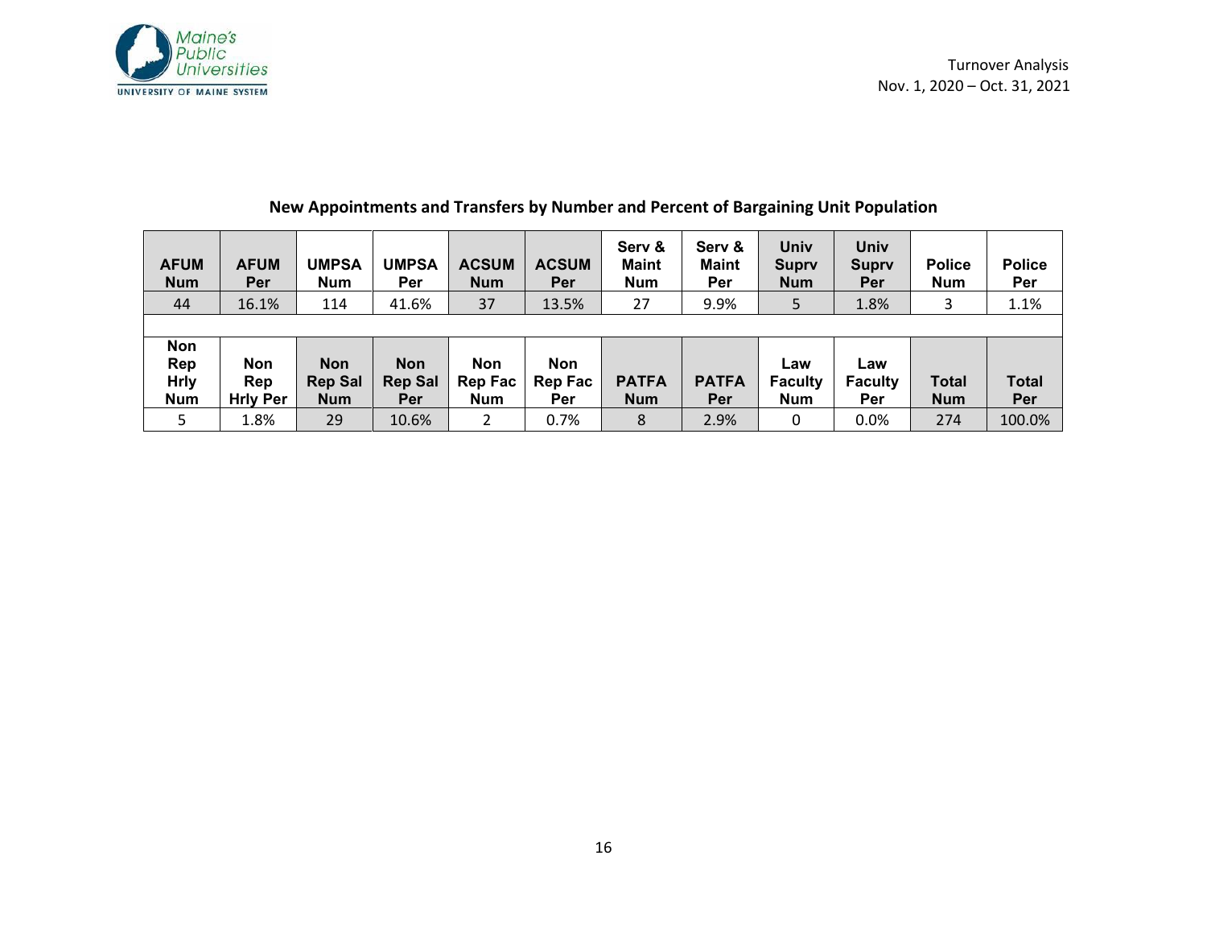## New Appointments and Transfers by Number and Percent of Bargaining Unit Population

| AFUM Num | AFUM Per | UMPSA Num | UMPSA Per | ACSUM Num | ACSUM Per | Serv & Maint Num | Serv & Maint Per | Univ Suprv Num | Univ Suprv Per | Police Num | Police Per |
|---|---|---|---|---|---|---|---|---|---|---|---|
| 44 | 16.1% | 114 | 41.6% | 37 | 13.5% | 27 | 9.9% | 5 | 1.8% | 3 | 1.1% |

| Non Rep Hrly Num | Non Rep Hrly Per | Non Rep Sal Num | Non Rep Sal Per | Non Rep Fac Num | Non Rep Fac Per | PATFA Num | PATFA Per | Law Faculty Num | Law Faculty Per | Total Num | Total Per |
|---|---|---|---|---|---|---|---|---|---|---|---|
| 5 | 1.8% | 29 | 10.6% | 2 | 0.7% | 8 | 2.9% | 0 | 0.0% | 274 | 100.0% |